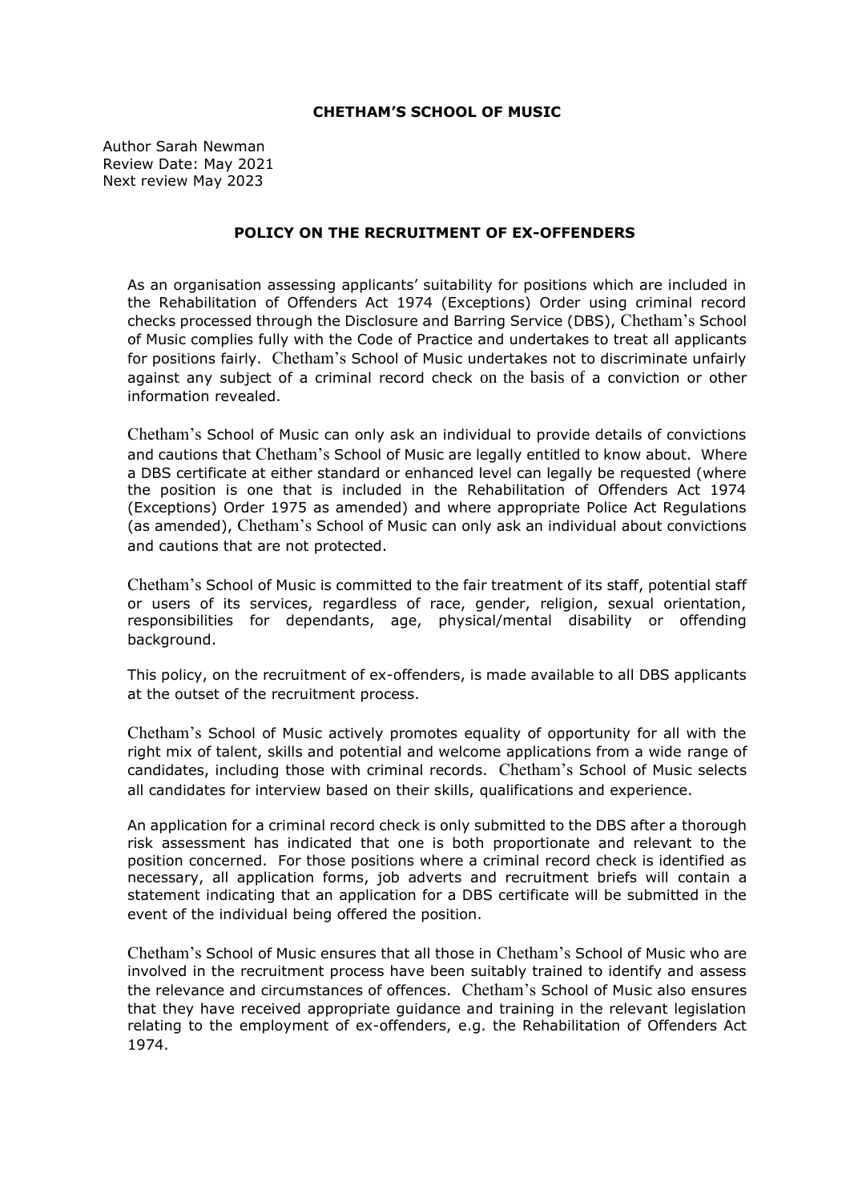**CHETHAM'S SCHOOL OF MUSIC**

Author Sarah Newman
Review Date: May 2021
Next review May 2023

## POLICY ON THE RECRUITMENT OF EX-OFFENDERS

As an organisation assessing applicants' suitability for positions which are included in the Rehabilitation of Offenders Act 1974 (Exceptions) Order using criminal record checks processed through the Disclosure and Barring Service (DBS), Chetham's School of Music complies fully with the Code of Practice and undertakes to treat all applicants for positions fairly. Chetham's School of Music undertakes not to discriminate unfairly against any subject of a criminal record check on the basis of a conviction or other information revealed.

Chetham's School of Music can only ask an individual to provide details of convictions and cautions that Chetham's School of Music are legally entitled to know about. Where a DBS certificate at either standard or enhanced level can legally be requested (where the position is one that is included in the Rehabilitation of Offenders Act 1974 (Exceptions) Order 1975 as amended) and where appropriate Police Act Regulations (as amended), Chetham's School of Music can only ask an individual about convictions and cautions that are not protected.

Chetham's School of Music is committed to the fair treatment of its staff, potential staff or users of its services, regardless of race, gender, religion, sexual orientation, responsibilities for dependants, age, physical/mental disability or offending background.

This policy, on the recruitment of ex-offenders, is made available to all DBS applicants at the outset of the recruitment process.

Chetham's School of Music actively promotes equality of opportunity for all with the right mix of talent, skills and potential and welcome applications from a wide range of candidates, including those with criminal records. Chetham's School of Music selects all candidates for interview based on their skills, qualifications and experience.

An application for a criminal record check is only submitted to the DBS after a thorough risk assessment has indicated that one is both proportionate and relevant to the position concerned. For those positions where a criminal record check is identified as necessary, all application forms, job adverts and recruitment briefs will contain a statement indicating that an application for a DBS certificate will be submitted in the event of the individual being offered the position.

Chetham's School of Music ensures that all those in Chetham's School of Music who are involved in the recruitment process have been suitably trained to identify and assess the relevance and circumstances of offences. Chetham's School of Music also ensures that they have received appropriate guidance and training in the relevant legislation relating to the employment of ex-offenders, e.g. the Rehabilitation of Offenders Act 1974.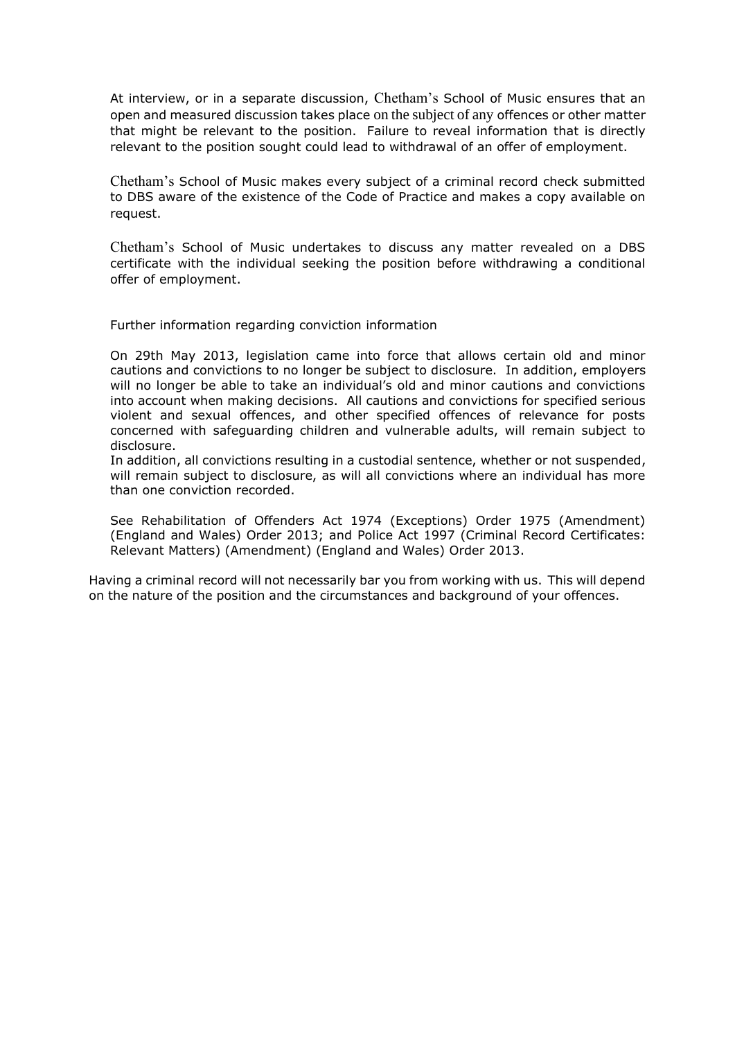At interview, or in a separate discussion, Chetham's School of Music ensures that an open and measured discussion takes place on the subject of any offences or other matter that might be relevant to the position. Failure to reveal information that is directly relevant to the position sought could lead to withdrawal of an offer of employment.

Chetham's School of Music makes every subject of a criminal record check submitted to DBS aware of the existence of the Code of Practice and makes a copy available on request.

Chetham's School of Music undertakes to discuss any matter revealed on a DBS certificate with the individual seeking the position before withdrawing a conditional offer of employment.

Further information regarding conviction information

On 29th May 2013, legislation came into force that allows certain old and minor cautions and convictions to no longer be subject to disclosure. In addition, employers will no longer be able to take an individual's old and minor cautions and convictions into account when making decisions. All cautions and convictions for specified serious violent and sexual offences, and other specified offences of relevance for posts concerned with safeguarding children and vulnerable adults, will remain subject to disclosure.

In addition, all convictions resulting in a custodial sentence, whether or not suspended, will remain subject to disclosure, as will all convictions where an individual has more than one conviction recorded.

See Rehabilitation of Offenders Act 1974 (Exceptions) Order 1975 (Amendment) (England and Wales) Order 2013; and Police Act 1997 (Criminal Record Certificates: Relevant Matters) (Amendment) (England and Wales) Order 2013.

Having a criminal record will not necessarily bar you from working with us. This will depend on the nature of the position and the circumstances and background of your offences.